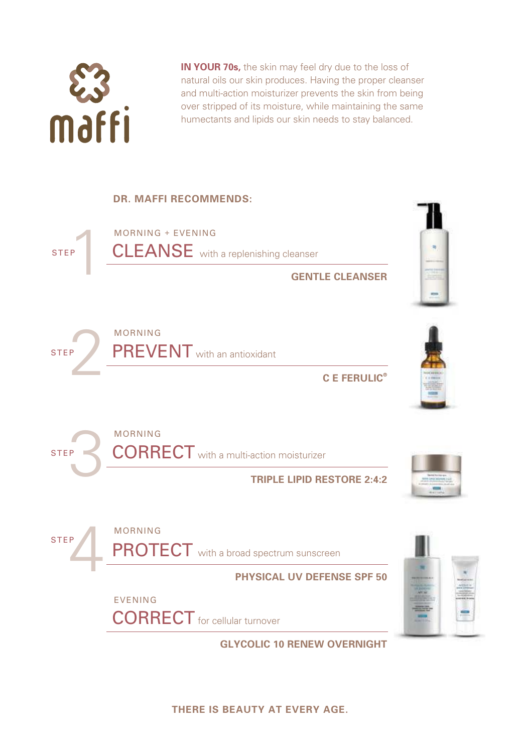maffi

**IN YOUR 70s,** the skin may feel dry due to the loss of natural oils our skin produces. Having the proper cleanser and multi-action moisturizer prevents the skin from being over stripped of its moisture, while maintaining the same humectants and lipids our skin needs to stay balanced.

## DR. MAFFI RECOMMENDS:

### STEP 1

MORNING + EVENING

**CLEANSE** with a replenishing cleanser

**GENTLE CLEANSER**

### STEP 2

MORNING

**PREVENT** with an antioxidant

**C E FERULIC®**

### STEP 3

MORNING

**CORRECT** with a multi-action moisturizer

**TRIPLE LIPID RESTORE 2:4:2**

### STEP 4

MORNING

**PROTECT** with a broad spectrum sunscreen

**PHYSICAL UV DEFENSE SPF 50**

EVENING

**CORRECT** for cellular turnover

**GLYCOLIC 10 RENEW OVERNIGHT**

**THERE IS BEAUTY AT EVERY AGE.**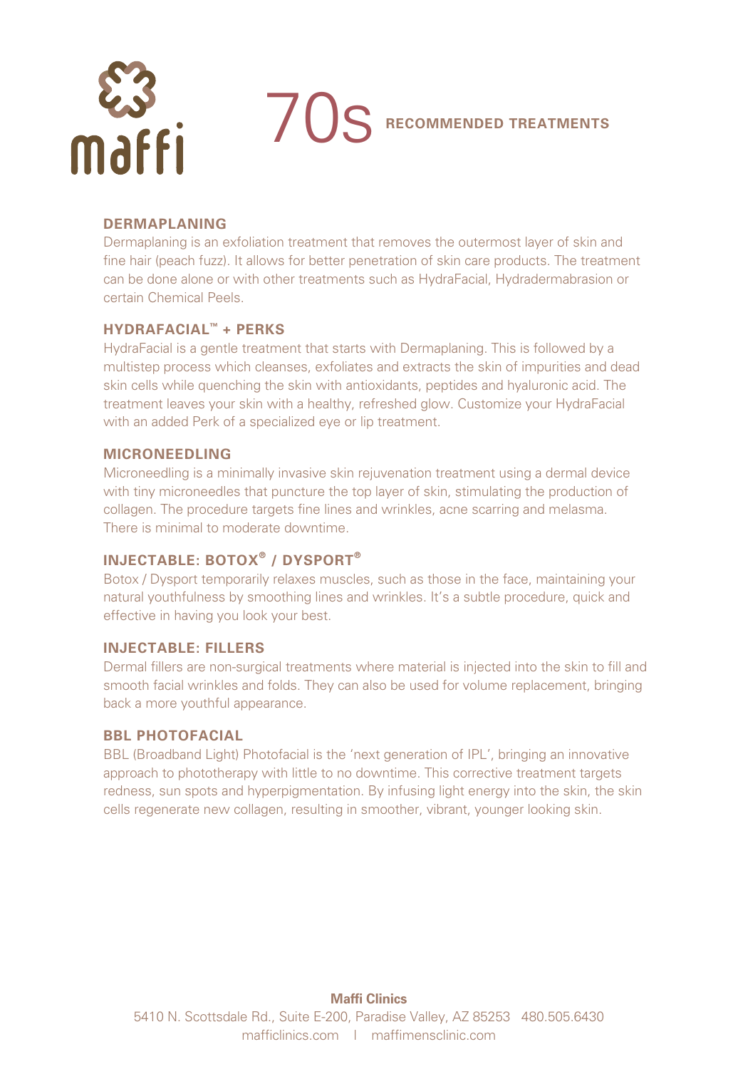maffi

# 70s RECOMMENDED TREATMENTS

### DERMAPLANING

Dermaplaning is an exfoliation treatment that removes the outermost layer of skin and fine hair (peach fuzz). It allows for better penetration of skin care products. The treatment can be done alone or with other treatments such as HydraFacial, Hydradermabrasion or certain Chemical Peels.

### HYDRAFACIAL™ + PERKS

HydraFacial is a gentle treatment that starts with Dermaplaning. This is followed by a multistep process which cleanses, exfoliates and extracts the skin of impurities and dead skin cells while quenching the skin with antioxidants, peptides and hyaluronic acid. The treatment leaves your skin with a healthy, refreshed glow. Customize your HydraFacial with an added Perk of a specialized eye or lip treatment.

### MICRONEEDLING

Microneedling is a minimally invasive skin rejuvenation treatment using a dermal device with tiny microneedles that puncture the top layer of skin, stimulating the production of collagen. The procedure targets fine lines and wrinkles, acne scarring and melasma. There is minimal to moderate downtime.

### INJECTABLE: BOTOX® / DYSPORT®

Botox / Dysport temporarily relaxes muscles, such as those in the face, maintaining your natural youthfulness by smoothing lines and wrinkles. It's a subtle procedure, quick and effective in having you look your best.

### INJECTABLE: FILLERS

Dermal fillers are non-surgical treatments where material is injected into the skin to fill and smooth facial wrinkles and folds. They can also be used for volume replacement, bringing back a more youthful appearance.

### BBL PHOTOFACIAL

BBL (Broadband Light) Photofacial is the 'next generation of IPL', bringing an innovative approach to phototherapy with little to no downtime. This corrective treatment targets redness, sun spots and hyperpigmentation. By infusing light energy into the skin, the skin cells regenerate new collagen, resulting in smoother, vibrant, younger looking skin.

**Maffi Clinics**
5410 N. Scottsdale Rd., Suite E-200, Paradise Valley, AZ 85253 480.505.6430
mafficlinics.com | maffimensclinic.com